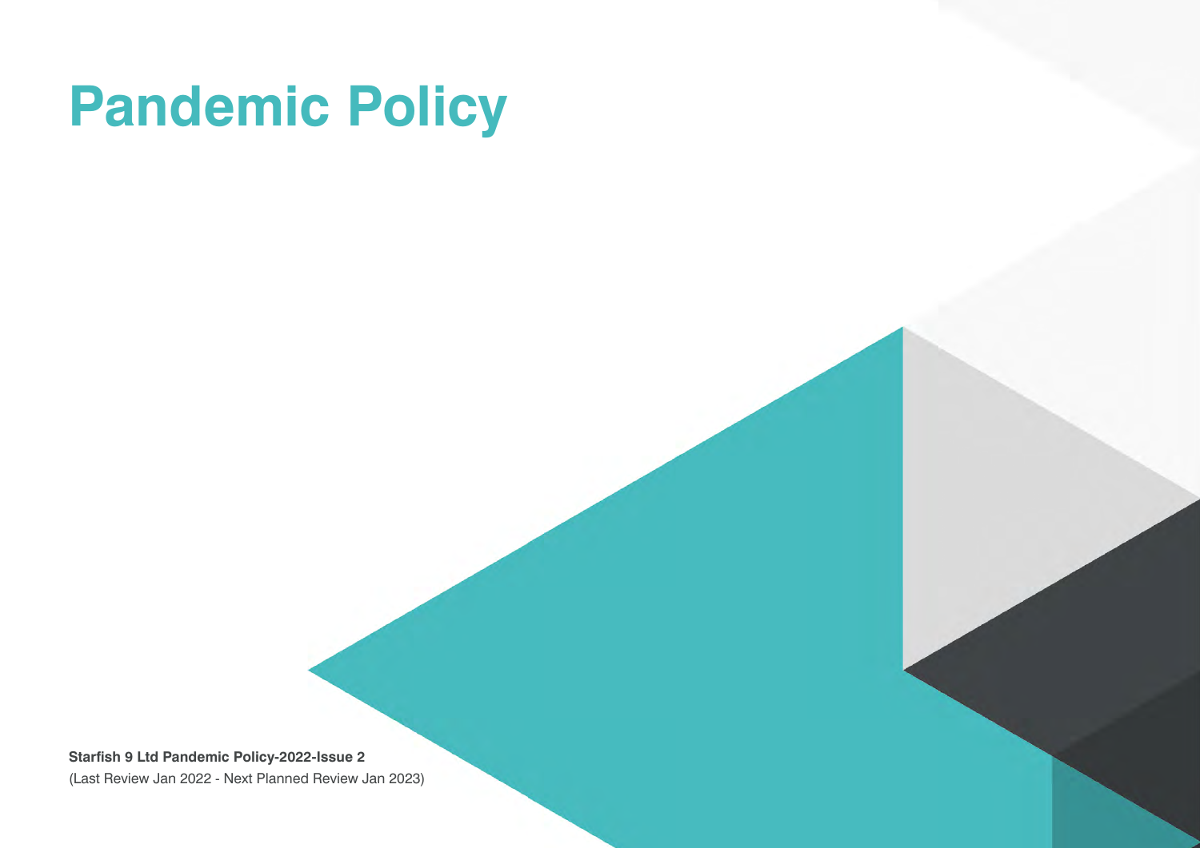# Pandemic Policy

**Starfish 9 Ltd Pandemic Policy-2022-Issue 2**

(Last Review Jan 2022 - Next Planned Review Jan 2023)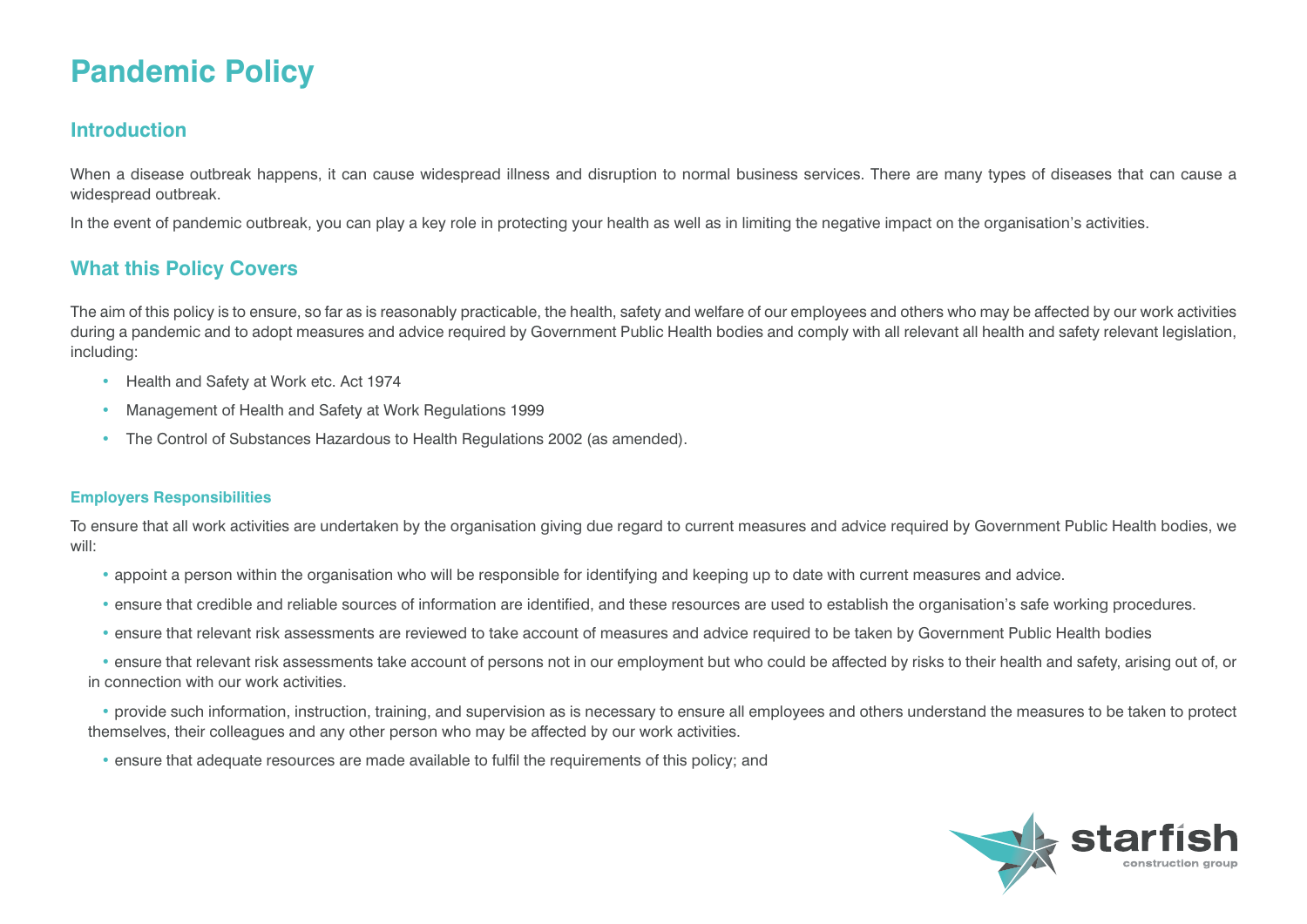# Pandemic Policy

## Introduction

When a disease outbreak happens, it can cause widespread illness and disruption to normal business services. There are many types of diseases that can cause a widespread outbreak.

In the event of pandemic outbreak, you can play a key role in protecting your health as well as in limiting the negative impact on the organisation's activities.

## What this Policy Covers

The aim of this policy is to ensure, so far as is reasonably practicable, the health, safety and welfare of our employees and others who may be affected by our work activities during a pandemic and to adopt measures and advice required by Government Public Health bodies and comply with all relevant all health and safety relevant legislation, including:

- Health and Safety at Work etc. Act 1974
- Management of Health and Safety at Work Regulations 1999
- The Control of Substances Hazardous to Health Regulations 2002 (as amended).

### Employers Responsibilities

To ensure that all work activities are undertaken by the organisation giving due regard to current measures and advice required by Government Public Health bodies, we will:

- appoint a person within the organisation who will be responsible for identifying and keeping up to date with current measures and advice.
- ensure that credible and reliable sources of information are identified, and these resources are used to establish the organisation's safe working procedures.
- ensure that relevant risk assessments are reviewed to take account of measures and advice required to be taken by Government Public Health bodies
- ensure that relevant risk assessments take account of persons not in our employment but who could be affected by risks to their health and safety, arising out of, or in connection with our work activities.
- provide such information, instruction, training, and supervision as is necessary to ensure all employees and others understand the measures to be taken to protect themselves, their colleagues and any other person who may be affected by our work activities.
- ensure that adequate resources are made available to fulfil the requirements of this policy; and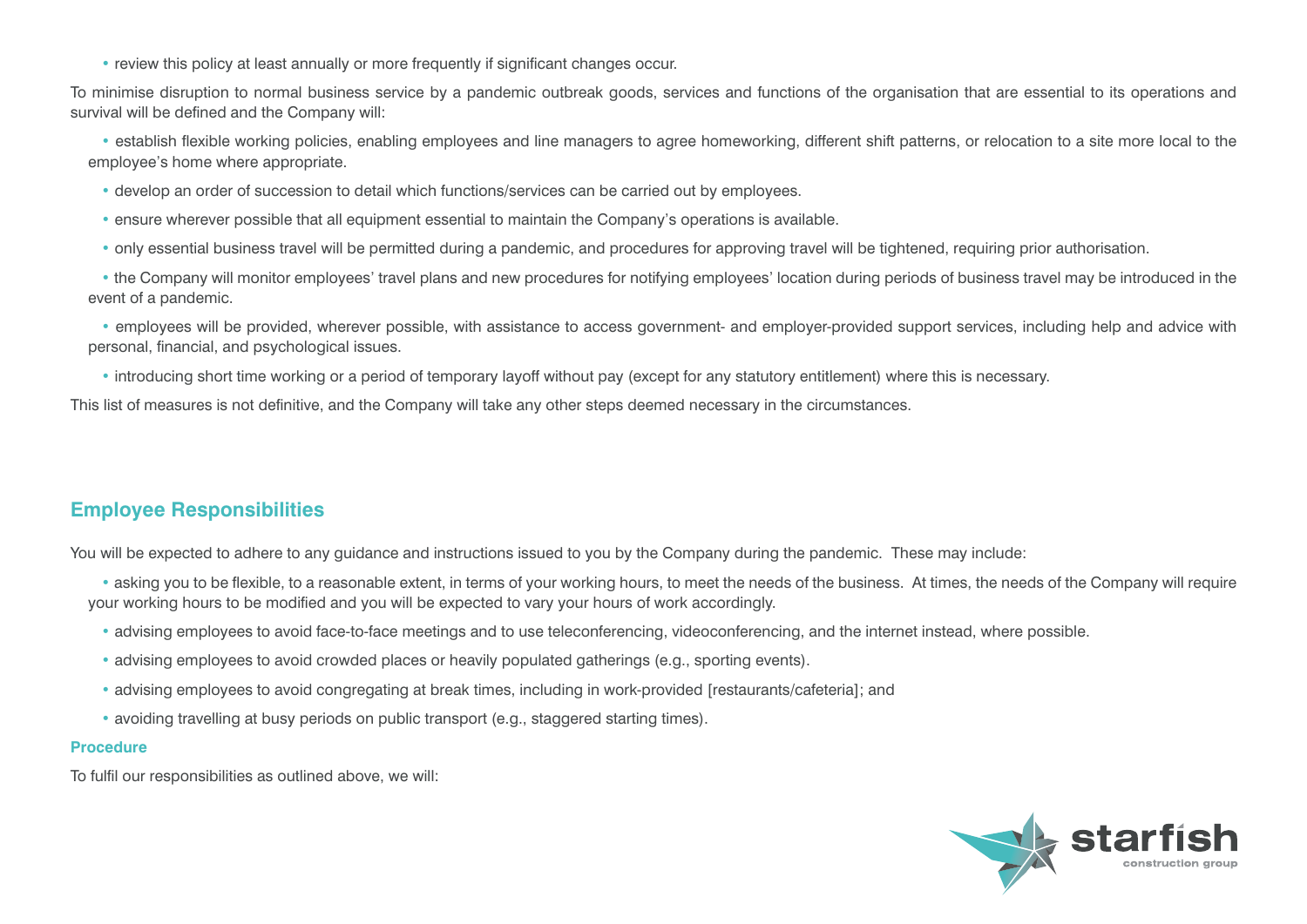- review this policy at least annually or more frequently if significant changes occur.

To minimise disruption to normal business service by a pandemic outbreak goods, services and functions of the organisation that are essential to its operations and survival will be defined and the Company will:

- establish flexible working policies, enabling employees and line managers to agree homeworking, different shift patterns, or relocation to a site more local to the employee's home where appropriate.
- develop an order of succession to detail which functions/services can be carried out by employees.
- ensure wherever possible that all equipment essential to maintain the Company's operations is available.
- only essential business travel will be permitted during a pandemic, and procedures for approving travel will be tightened, requiring prior authorisation.
- the Company will monitor employees' travel plans and new procedures for notifying employees' location during periods of business travel may be introduced in the event of a pandemic.
- employees will be provided, wherever possible, with assistance to access government- and employer-provided support services, including help and advice with personal, financial, and psychological issues.
- introducing short time working or a period of temporary layoff without pay (except for any statutory entitlement) where this is necessary.

This list of measures is not definitive, and the Company will take any other steps deemed necessary in the circumstances.

## Employee Responsibilities

You will be expected to adhere to any guidance and instructions issued to you by the Company during the pandemic. These may include:

- asking you to be flexible, to a reasonable extent, in terms of your working hours, to meet the needs of the business. At times, the needs of the Company will require your working hours to be modified and you will be expected to vary your hours of work accordingly.
- advising employees to avoid face-to-face meetings and to use teleconferencing, videoconferencing, and the internet instead, where possible.
- advising employees to avoid crowded places or heavily populated gatherings (e.g., sporting events).
- advising employees to avoid congregating at break times, including in work-provided [restaurants/cafeteria]; and
- avoiding travelling at busy periods on public transport (e.g., staggered starting times).

### Procedure

To fulfil our responsibilities as outlined above, we will: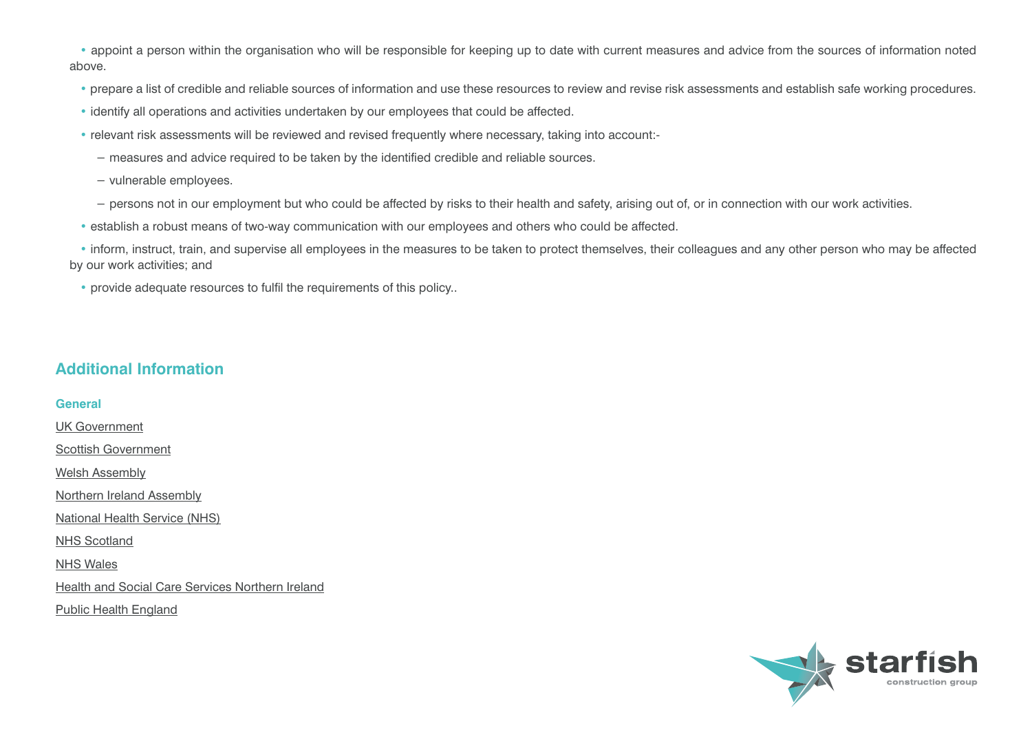- appoint a person within the organisation who will be responsible for keeping up to date with current measures and advice from the sources of information noted above.
- prepare a list of credible and reliable sources of information and use these resources to review and revise risk assessments and establish safe working procedures.
- identify all operations and activities undertaken by our employees that could be affected.
- relevant risk assessments will be reviewed and revised frequently where necessary, taking into account:-
  - measures and advice required to be taken by the identified credible and reliable sources.
  - vulnerable employees.
  - persons not in our employment but who could be affected by risks to their health and safety, arising out of, or in connection with our work activities.
- establish a robust means of two-way communication with our employees and others who could be affected.
- inform, instruct, train, and supervise all employees in the measures to be taken to protect themselves, their colleagues and any other person who may be affected by our work activities; and
- provide adequate resources to fulfil the requirements of this policy..

## Additional Information

### General

UK Government

Scottish Government

Welsh Assembly

Northern Ireland Assembly

National Health Service (NHS)

NHS Scotland

NHS Wales

Health and Social Care Services Northern Ireland

Public Health England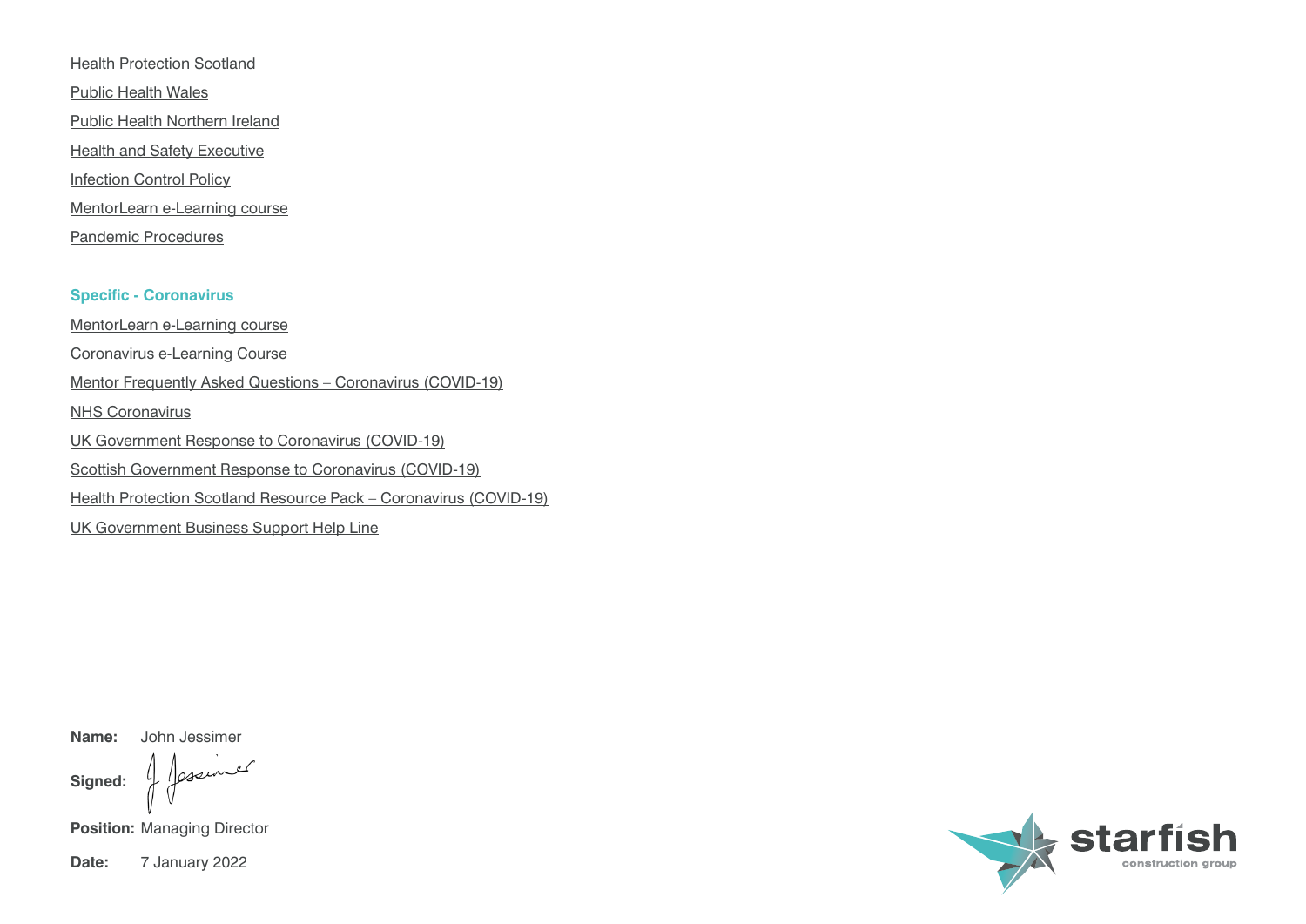Health Protection Scotland

Public Health Wales

Public Health Northern Ireland

Health and Safety Executive

Infection Control Policy

MentorLearn e-Learning course

Pandemic Procedures

### Specific - Coronavirus

MentorLearn e-Learning course

Coronavirus e-Learning Course

Mentor Frequently Asked Questions – Coronavirus (COVID-19)

NHS Coronavirus

UK Government Response to Coronavirus (COVID-19)

Scottish Government Response to Coronavirus (COVID-19)

Health Protection Scotland Resource Pack – Coronavirus (COVID-19)

UK Government Business Support Help Line

**Name:** John Jessimer

**Signed:** J Jessimer

**Position:** Managing Director

**Date:** 7 January 2022

starfish construction group